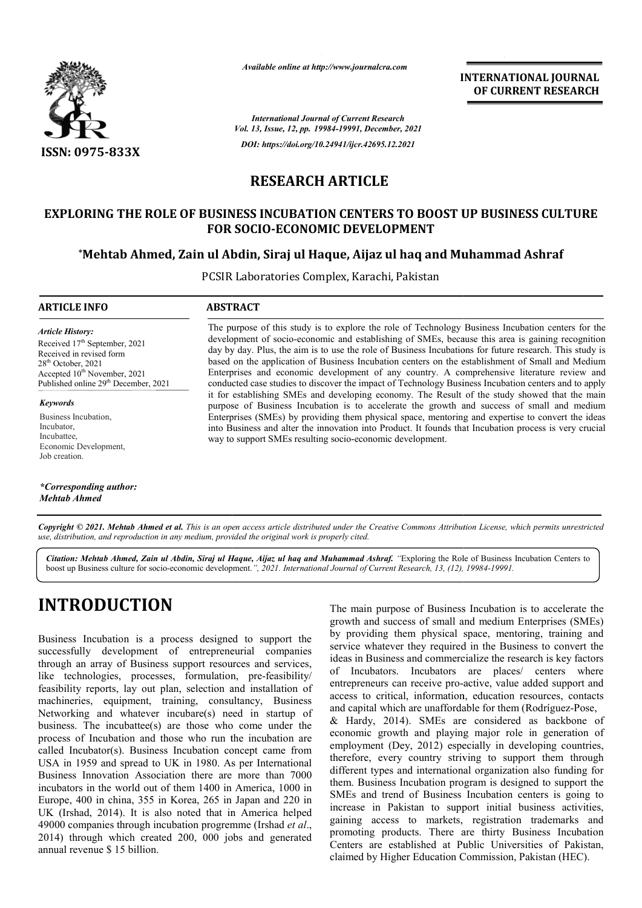*Available online at http://www.journalcra.com*

**INTERNATIONAL JOURNAL OF CURRENT RESEARCH**

*International Journal of Current Research*
*Vol. 13, Issue, 12, pp. 19984-19991, December, 2021*
*DOI: https://doi.org/10.24941/ijcr.42695.12.2021*

ISSN: 0975-833X

# RESEARCH ARTICLE

# EXPLORING THE ROLE OF BUSINESS INCUBATION CENTERS TO BOOST UP BUSINESS CULTURE FOR SOCIO-ECONOMIC DEVELOPMENT

**\*Mehtab Ahmed, Zain ul Abdin, Siraj ul Haque, Aijaz ul haq and Muhammad Ashraf**

PCSIR Laboratories Complex, Karachi, Pakistan

## ARTICLE INFO

*Article History:*
Received 17th September, 2021
Received in revised form
28th October, 2021
Accepted 10th November, 2021
Published online 29th December, 2021

*Keywords*

Business Incubation,
Incubator,
Incubattee,
Economic Development,
Job creation.

***Corresponding author:***
***Mehtab Ahmed***

## ABSTRACT

The purpose of this study is to explore the role of Technology Business Incubation centers for the development of socio-economic and establishing of SMEs, because this area is gaining recognition day by day. Plus, the aim is to use the role of Business Incubations for future research. This study is based on the application of Business Incubation centers on the establishment of Small and Medium Enterprises and economic development of any country. A comprehensive literature review and conducted case studies to discover the impact of Technology Business Incubation centers and to apply it for establishing SMEs and developing economy. The Result of the study showed that the main purpose of Business Incubation is to accelerate the growth and success of small and medium Enterprises (SMEs) by providing them physical space, mentoring and expertise to convert the ideas into Business and alter the innovation into Product. It founds that Incubation process is very crucial way to support SMEs resulting socio-economic development.

*Copyright © 2021. Mehtab Ahmed et al. This is an open access article distributed under the Creative Commons Attribution License, which permits unrestricted use, distribution, and reproduction in any medium, provided the original work is properly cited.*

*Citation: Mehtab Ahmed, Zain ul Abdin, Siraj ul Haque, Aijaz ul haq and Muhammad Ashraf.* "Exploring the Role of Business Incubation Centers to boost up Business culture for socio-economic development.", 2021. *International Journal of Current Research, 13, (12), 19984-19991.*

# INTRODUCTION

Business Incubation is a process designed to support the successfully development of entrepreneurial companies through an array of Business support resources and services, like technologies, processes, formulation, pre-feasibility/ feasibility reports, lay out plan, selection and installation of machineries, equipment, training, consultancy, Business Networking and whatever incubare(s) need in startup of business. The incubattee(s) are those who come under the process of Incubation and those who run the incubation are called Incubator(s). Business Incubation concept came from USA in 1959 and spread to UK in 1980. As per International Business Innovation Association there are more than 7000 incubators in the world out of them 1400 in America, 1000 in Europe, 400 in china, 355 in Korea, 265 in Japan and 220 in UK (Irshad, 2014). It is also noted that in America helped 49000 companies through incubation progremme (Irshad *et al*., 2014) through which created 200, 000 jobs and generated annual revenue $ 15 billion.

The main purpose of Business Incubation is to accelerate the growth and success of small and medium Enterprises (SMEs) by providing them physical space, mentoring, training and service whatever they required in the Business to convert the ideas in Business and commercialize the research is key factors of Incubators. Incubators are places/ centers where entrepreneurs can receive pro-active, value added support and access to critical, information, education resources, contacts and capital which are unaffordable for them (Rodríguez-Pose, & Hardy, 2014). SMEs are considered as backbone of economic growth and playing major role in generation of employment (Dey, 2012) especially in developing countries, therefore, every country striving to support them through different types and international organization also funding for them. Business Incubation program is designed to support the SMEs and trend of Business Incubation centers is going to increase in Pakistan to support initial business activities, gaining access to markets, registration trademarks and promoting products. There are thirty Business Incubation Centers are established at Public Universities of Pakistan, claimed by Higher Education Commission, Pakistan (HEC).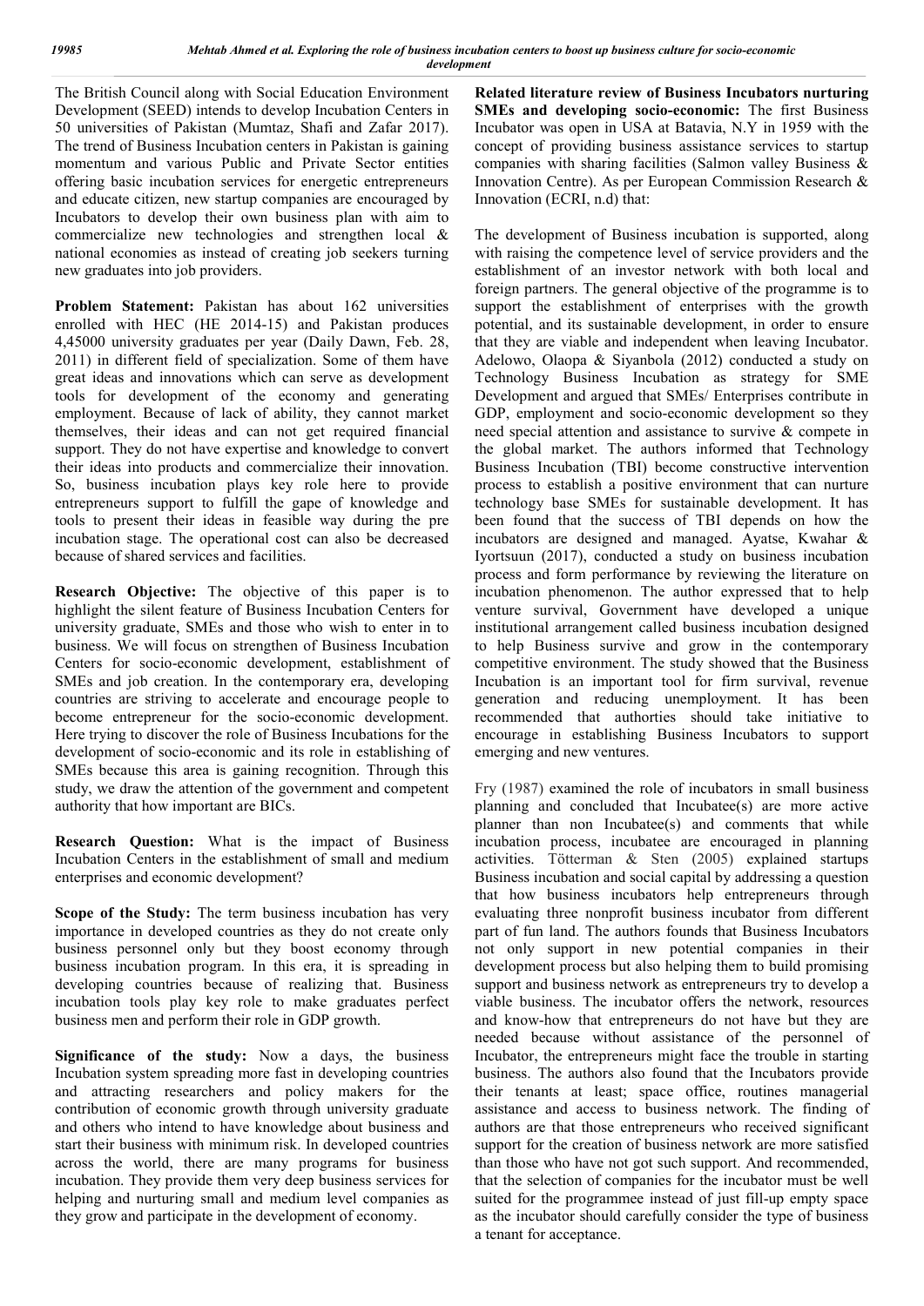The British Council along with Social Education Environment Development (SEED) intends to develop Incubation Centers in 50 universities of Pakistan (Mumtaz, Shafi and Zafar 2017). The trend of Business Incubation centers in Pakistan is gaining momentum and various Public and Private Sector entities offering basic incubation services for energetic entrepreneurs and educate citizen, new startup companies are encouraged by Incubators to develop their own business plan with aim to commercialize new technologies and strengthen local & national economies as instead of creating job seekers turning new graduates into job providers.

**Problem Statement:** Pakistan has about 162 universities enrolled with HEC (HE 2014-15) and Pakistan produces 4,45000 university graduates per year (Daily Dawn, Feb. 28, 2011) in different field of specialization. Some of them have great ideas and innovations which can serve as development tools for development of the economy and generating employment. Because of lack of ability, they cannot market themselves, their ideas and can not get required financial support. They do not have expertise and knowledge to convert their ideas into products and commercialize their innovation. So, business incubation plays key role here to provide entrepreneurs support to fulfill the gape of knowledge and tools to present their ideas in feasible way during the pre incubation stage. The operational cost can also be decreased because of shared services and facilities.

**Research Objective:** The objective of this paper is to highlight the silent feature of Business Incubation Centers for university graduate, SMEs and those who wish to enter in to business. We will focus on strengthen of Business Incubation Centers for socio-economic development, establishment of SMEs and job creation. In the contemporary era, developing countries are striving to accelerate and encourage people to become entrepreneur for the socio-economic development. Here trying to discover the role of Business Incubations for the development of socio-economic and its role in establishing of SMEs because this area is gaining recognition. Through this study, we draw the attention of the government and competent authority that how important are BICs.

**Research Question:** What is the impact of Business Incubation Centers in the establishment of small and medium enterprises and economic development?

**Scope of the Study:** The term business incubation has very importance in developed countries as they do not create only business personnel only but they boost economy through business incubation program. In this era, it is spreading in developing countries because of realizing that. Business incubation tools play key role to make graduates perfect business men and perform their role in GDP growth.

**Significance of the study:** Now a days, the business Incubation system spreading more fast in developing countries and attracting researchers and policy makers for the contribution of economic growth through university graduate and others who intend to have knowledge about business and start their business with minimum risk. In developed countries across the world, there are many programs for business incubation. They provide them very deep business services for helping and nurturing small and medium level companies as they grow and participate in the development of economy.

**Related literature review of Business Incubators nurturing SMEs and developing socio-economic:** The first Business Incubator was open in USA at Batavia, N.Y in 1959 with the concept of providing business assistance services to startup companies with sharing facilities (Salmon valley Business & Innovation Centre). As per European Commission Research & Innovation (ECRI, n.d) that:

The development of Business incubation is supported, along with raising the competence level of service providers and the establishment of an investor network with both local and foreign partners. The general objective of the programme is to support the establishment of enterprises with the growth potential, and its sustainable development, in order to ensure that they are viable and independent when leaving Incubator. Adelowo, Olaopa & Siyanbola (2012) conducted a study on Technology Business Incubation as strategy for SME Development and argued that SMEs/ Enterprises contribute in GDP, employment and socio-economic development so they need special attention and assistance to survive & compete in the global market. The authors informed that Technology Business Incubation (TBI) become constructive intervention process to establish a positive environment that can nurture technology base SMEs for sustainable development. It has been found that the success of TBI depends on how the incubators are designed and managed. Ayatse, Kwahar & Iyortsuun (2017), conducted a study on business incubation process and form performance by reviewing the literature on incubation phenomenon. The author expressed that to help venture survival, Government have developed a unique institutional arrangement called business incubation designed to help Business survive and grow in the contemporary competitive environment. The study showed that the Business Incubation is an important tool for firm survival, revenue generation and reducing unemployment. It has been recommended that authorties should take initiative to encourage in establishing Business Incubators to support emerging and new ventures.

Fry (1987) examined the role of incubators in small business planning and concluded that Incubatee(s) are more active planner than non Incubatee(s) and comments that while incubation process, incubatee are encouraged in planning activities. Tötterman & Sten (2005) explained startups Business incubation and social capital by addressing a question that how business incubators help entrepreneurs through evaluating three nonprofit business incubator from different part of fun land. The authors founds that Business Incubators not only support in new potential companies in their development process but also helping them to build promising support and business network as entrepreneurs try to develop a viable business. The incubator offers the network, resources and know-how that entrepreneurs do not have but they are needed because without assistance of the personnel of Incubator, the entrepreneurs might face the trouble in starting business. The authors also found that the Incubators provide their tenants at least; space office, routines managerial assistance and access to business network. The finding of authors are that those entrepreneurs who received significant support for the creation of business network are more satisfied than those who have not got such support. And recommended, that the selection of companies for the incubator must be well suited for the programmee instead of just fill-up empty space as the incubator should carefully consider the type of business a tenant for acceptance.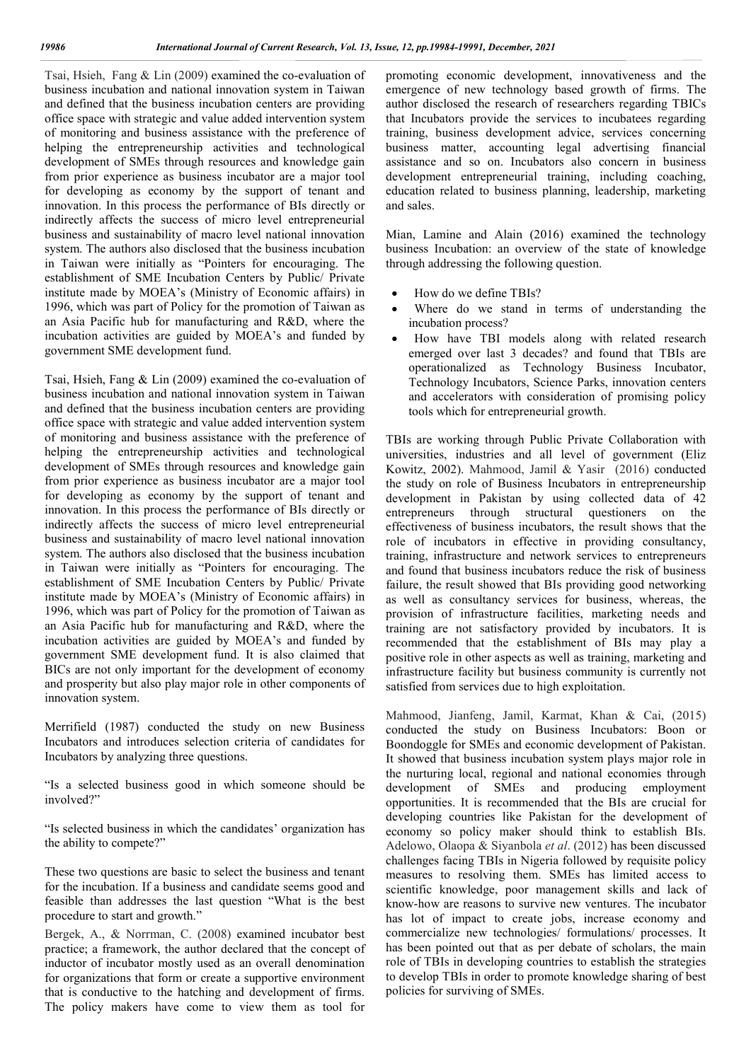Tsai, Hsieh, Fang & Lin (2009) examined the co-evaluation of business incubation and national innovation system in Taiwan and defined that the business incubation centers are providing office space with strategic and value added intervention system of monitoring and business assistance with the preference of helping the entrepreneurship activities and technological development of SMEs through resources and knowledge gain from prior experience as business incubator are a major tool for developing as economy by the support of tenant and innovation. In this process the performance of BIs directly or indirectly affects the success of micro level entrepreneurial business and sustainability of macro level national innovation system. The authors also disclosed that the business incubation in Taiwan were initially as "Pointers for encouraging. The establishment of SME Incubation Centers by Public/ Private institute made by MOEA's (Ministry of Economic affairs) in 1996, which was part of Policy for the promotion of Taiwan as an Asia Pacific hub for manufacturing and R&D, where the incubation activities are guided by MOEA's and funded by government SME development fund.

Tsai, Hsieh, Fang & Lin (2009) examined the co-evaluation of business incubation and national innovation system in Taiwan and defined that the business incubation centers are providing office space with strategic and value added intervention system of monitoring and business assistance with the preference of helping the entrepreneurship activities and technological development of SMEs through resources and knowledge gain from prior experience as business incubator are a major tool for developing as economy by the support of tenant and innovation. In this process the performance of BIs directly or indirectly affects the success of micro level entrepreneurial business and sustainability of macro level national innovation system. The authors also disclosed that the business incubation in Taiwan were initially as "Pointers for encouraging. The establishment of SME Incubation Centers by Public/ Private institute made by MOEA's (Ministry of Economic affairs) in 1996, which was part of Policy for the promotion of Taiwan as an Asia Pacific hub for manufacturing and R&D, where the incubation activities are guided by MOEA's and funded by government SME development fund. It is also claimed that BICs are not only important for the development of economy and prosperity but also play major role in other components of innovation system.

Merrifield (1987) conducted the study on new Business Incubators and introduces selection criteria of candidates for Incubators by analyzing three questions.

"Is a selected business good in which someone should be involved?"

"Is selected business in which the candidates' organization has the ability to compete?"

These two questions are basic to select the business and tenant for the incubation. If a business and candidate seems good and feasible than addresses the last question "What is the best procedure to start and growth."

Bergek, A., & Norrman, C. (2008) examined incubator best practice; a framework, the author declared that the concept of inductor of incubator mostly used as an overall denomination for organizations that form or create a supportive environment that is conductive to the hatching and development of firms. The policy makers have come to view them as tool for promoting economic development, innovativeness and the emergence of new technology based growth of firms. The author disclosed the research of researchers regarding TBICs that Incubators provide the services to incubatees regarding training, business development advice, services concerning business matter, accounting legal advertising financial assistance and so on. Incubators also concern in business development entrepreneurial training, including coaching, education related to business planning, leadership, marketing and sales.

Mian, Lamine and Alain (2016) examined the technology business Incubation: an overview of the state of knowledge through addressing the following question.

- How do we define TBIs?
- Where do we stand in terms of understanding the incubation process?
- How have TBI models along with related research emerged over last 3 decades? and found that TBIs are operationalized as Technology Business Incubator, Technology Incubators, Science Parks, innovation centers and accelerators with consideration of promising policy tools which for entrepreneurial growth.

TBIs are working through Public Private Collaboration with universities, industries and all level of government (Eliz Kowitz, 2002). Mahmood, Jamil & Yasir (2016) conducted the study on role of Business Incubators in entrepreneurship development in Pakistan by using collected data of 42 entrepreneurs through structural questioners on the effectiveness of business incubators, the result shows that the role of incubators in effective in providing consultancy, training, infrastructure and network services to entrepreneurs and found that business incubators reduce the risk of business failure, the result showed that BIs providing good networking as well as consultancy services for business, whereas, the provision of infrastructure facilities, marketing needs and training are not satisfactory provided by incubators. It is recommended that the establishment of BIs may play a positive role in other aspects as well as training, marketing and infrastructure facility but business community is currently not satisfied from services due to high exploitation.

Mahmood, Jianfeng, Jamil, Karmat, Khan & Cai, (2015) conducted the study on Business Incubators: Boon or Boondoggle for SMEs and economic development of Pakistan. It showed that business incubation system plays major role in the nurturing local, regional and national economies through development of SMEs and producing employment opportunities. It is recommended that the BIs are crucial for developing countries like Pakistan for the development of economy so policy maker should think to establish BIs. Adelowo, Olaopa & Siyanbola *et al*. (2012) has been discussed challenges facing TBIs in Nigeria followed by requisite policy measures to resolving them. SMEs has limited access to scientific knowledge, poor management skills and lack of know-how are reasons to survive new ventures. The incubator has lot of impact to create jobs, increase economy and commercialize new technologies/ formulations/ processes. It has been pointed out that as per debate of scholars, the main role of TBIs in developing countries to establish the strategies to develop TBIs in order to promote knowledge sharing of best policies for surviving of SMEs.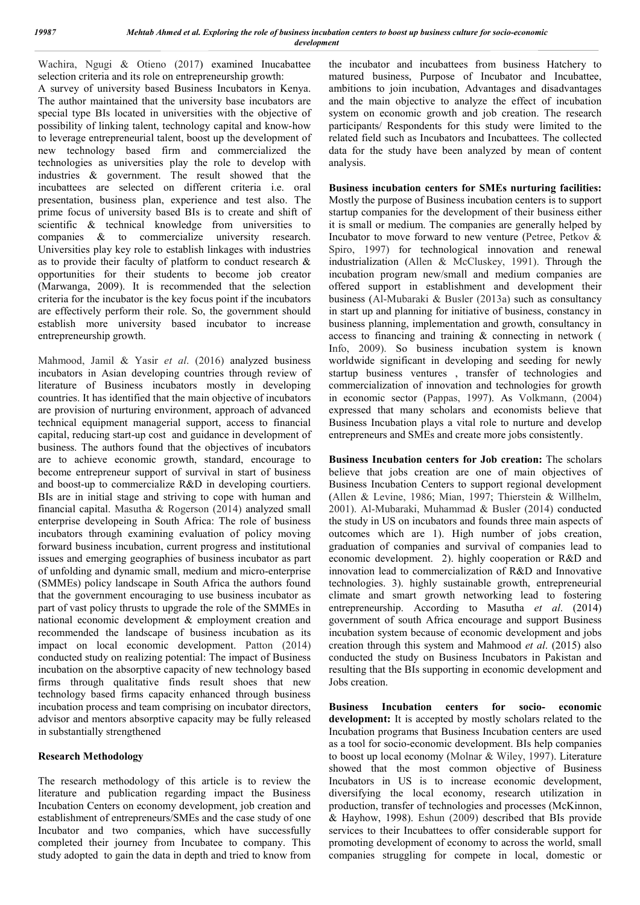Wachira, Ngugi & Otieno (2017) examined Inucabattee selection criteria and its role on entrepreneurship growth: A survey of university based Business Incubators in Kenya. The author maintained that the university base incubators are special type BIs located in universities with the objective of possibility of linking talent, technology capital and know-how to leverage entrepreneurial talent, boost up the development of new technology based firm and commercialized the technologies as universities play the role to develop with industries & government. The result showed that the incubattees are selected on different criteria i.e. oral presentation, business plan, experience and test also. The prime focus of university based BIs is to create and shift of scientific & technical knowledge from universities to companies & to commercialize university research. Universities play key role to establish linkages with industries as to provide their faculty of platform to conduct research & opportunities for their students to become job creator (Marwanga, 2009). It is recommended that the selection criteria for the incubator is the key focus point if the incubators are effectively perform their role. So, the government should establish more university based incubator to increase entrepreneurship growth.

Mahmood, Jamil & Yasir *et al*. (2016) analyzed business incubators in Asian developing countries through review of literature of Business incubators mostly in developing countries. It has identified that the main objective of incubators are provision of nurturing environment, approach of advanced technical equipment managerial support, access to financial capital, reducing start-up cost and guidance in development of business. The authors found that the objectives of incubators are to achieve economic growth, standard, encourage to become entrepreneur support of survival in start of business and boost-up to commercialize R&D in developing courtiers. BIs are in initial stage and striving to cope with human and financial capital. Masutha & Rogerson (2014) analyzed small enterprise developeing in South Africa: The role of business incubators through examining evaluation of policy moving forward business incubation, current progress and institutional issues and emerging geographies of business incubator as part of unfolding and dynamic small, medium and micro-enterprise (SMMEs) policy landscape in South Africa the authors found that the government encouraging to use business incubator as part of vast policy thrusts to upgrade the role of the SMMEs in national economic development & employment creation and recommended the landscape of business incubation as its impact on local economic development. Patton (2014) conducted study on realizing potential: The impact of Business incubation on the absorptive capacity of new technology based firms through qualitative finds result shoes that new technology based firms capacity enhanced through business incubation process and team comprising on incubator directors, advisor and mentors absorptive capacity may be fully released in substantially strengthened

## Research Methodology

The research methodology of this article is to review the literature and publication regarding impact the Business Incubation Centers on economy development, job creation and establishment of entrepreneurs/SMEs and the case study of one Incubator and two companies, which have successfully completed their journey from Incubatee to company. This study adopted to gain the data in depth and tried to know from the incubator and incubattees from business Hatchery to matured business, Purpose of Incubator and Incubattee, ambitions to join incubation, Advantages and disadvantages and the main objective to analyze the effect of incubation system on economic growth and job creation. The research participants/ Respondents for this study were limited to the related field such as Incubators and Incubattees. The collected data for the study have been analyzed by mean of content analysis.

**Business incubation centers for SMEs nurturing facilities:** Mostly the purpose of Business incubation centers is to support startup companies for the development of their business either it is small or medium. The companies are generally helped by Incubator to move forward to new venture (Petree, Petkov & Spiro, 1997) for technological innovation and renewal industrialization (Allen & McCluskey, 1991). Through the incubation program new/small and medium companies are offered support in establishment and development their business (Al-Mubaraki & Busler (2013a) such as consultancy in start up and planning for initiative of business, constancy in business planning, implementation and growth, consultancy in access to financing and training & connecting in network ( Info, 2009). So business incubation system is known worldwide significant in developing and seeding for newly startup business ventures , transfer of technologies and commercialization of innovation and technologies for growth in economic sector (Pappas, 1997). As Volkmann, (2004) expressed that many scholars and economists believe that Business Incubation plays a vital role to nurture and develop entrepreneurs and SMEs and create more jobs consistently.

**Business Incubation centers for Job creation:** The scholars believe that jobs creation are one of main objectives of Business Incubation Centers to support regional development (Allen & Levine, 1986; Mian, 1997; Thierstein & Willhelm, 2001). Al-Mubaraki, Muhammad & Busler (2014) conducted the study in US on incubators and founds three main aspects of outcomes which are 1). High number of jobs creation, graduation of companies and survival of companies lead to economic development. 2). highly cooperation or R&D and innovation lead to commercialization of R&D and Innovative technologies. 3). highly sustainable growth, entrepreneurial climate and smart growth networking lead to fostering entrepreneurship. According to Masutha *et al*. (2014) government of south Africa encourage and support Business incubation system because of economic development and jobs creation through this system and Mahmood *et al*. (2015) also conducted the study on Business Incubators in Pakistan and resulting that the BIs supporting in economic development and Jobs creation.

**Business Incubation centers for socio- economic development:** It is accepted by mostly scholars related to the Incubation programs that Business Incubation centers are used as a tool for socio-economic development. BIs help companies to boost up local economy (Molnar & Wiley, 1997). Literature showed that the most common objective of Business Incubators in US is to increase economic development, diversifying the local economy, research utilization in production, transfer of technologies and processes (McKinnon, & Hayhow, 1998). Eshun (2009) described that BIs provide services to their Incubattees to offer considerable support for promoting development of economy to across the world, small companies struggling for compete in local, domestic or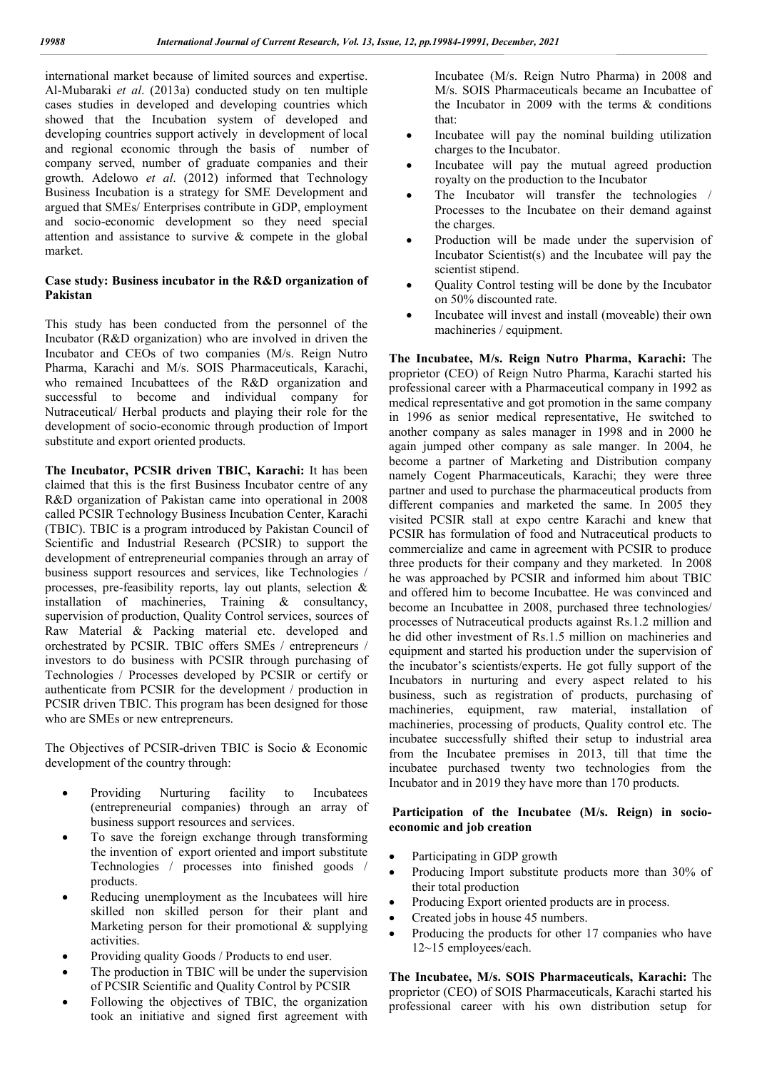international market because of limited sources and expertise. Al-Mubaraki *et al*. (2013a) conducted study on ten multiple cases studies in developed and developing countries which showed that the Incubation system of developed and developing countries support actively in development of local and regional economic through the basis of number of company served, number of graduate companies and their growth. Adelowo *et al*. (2012) informed that Technology Business Incubation is a strategy for SME Development and argued that SMEs/ Enterprises contribute in GDP, employment and socio-economic development so they need special attention and assistance to survive & compete in the global market.

### Case study: Business incubator in the R&D organization of Pakistan

This study has been conducted from the personnel of the Incubator (R&D organization) who are involved in driven the Incubator and CEOs of two companies (M/s. Reign Nutro Pharma, Karachi and M/s. SOIS Pharmaceuticals, Karachi, who remained Incubattees of the R&D organization and successful to become and individual company for Nutraceutical/ Herbal products and playing their role for the development of socio-economic through production of Import substitute and export oriented products.

**The Incubator, PCSIR driven TBIC, Karachi:** It has been claimed that this is the first Business Incubator centre of any R&D organization of Pakistan came into operational in 2008 called PCSIR Technology Business Incubation Center, Karachi (TBIC). TBIC is a program introduced by Pakistan Council of Scientific and Industrial Research (PCSIR) to support the development of entrepreneurial companies through an array of business support resources and services, like Technologies / processes, pre-feasibility reports, lay out plants, selection & installation of machineries, Training & consultancy, supervision of production, Quality Control services, sources of Raw Material & Packing material etc. developed and orchestrated by PCSIR. TBIC offers SMEs / entrepreneurs / investors to do business with PCSIR through purchasing of Technologies / Processes developed by PCSIR or certify or authenticate from PCSIR for the development / production in PCSIR driven TBIC. This program has been designed for those who are SMEs or new entrepreneurs.

The Objectives of PCSIR-driven TBIC is Socio & Economic development of the country through:

- Providing Nurturing facility to Incubatees (entrepreneurial companies) through an array of business support resources and services.
- To save the foreign exchange through transforming the invention of export oriented and import substitute Technologies / processes into finished goods / products.
- Reducing unemployment as the Incubatees will hire skilled non skilled person for their plant and Marketing person for their promotional & supplying activities.
- Providing quality Goods / Products to end user.
- The production in TBIC will be under the supervision of PCSIR Scientific and Quality Control by PCSIR
- Following the objectives of TBIC, the organization took an initiative and signed first agreement with Incubatee (M/s. Reign Nutro Pharma) in 2008 and M/s. SOIS Pharmaceuticals became an Incubattee of the Incubator in 2009 with the terms & conditions that:
- Incubatee will pay the nominal building utilization charges to the Incubator.
- Incubatee will pay the mutual agreed production royalty on the production to the Incubator
- The Incubator will transfer the technologies / Processes to the Incubatee on their demand against the charges.
- Production will be made under the supervision of Incubator Scientist(s) and the Incubatee will pay the scientist stipend.
- Quality Control testing will be done by the Incubator on 50% discounted rate.
- Incubatee will invest and install (moveable) their own machineries / equipment.

**The Incubatee, M/s. Reign Nutro Pharma, Karachi:** The proprietor (CEO) of Reign Nutro Pharma, Karachi started his professional career with a Pharmaceutical company in 1992 as medical representative and got promotion in the same company in 1996 as senior medical representative, He switched to another company as sales manager in 1998 and in 2000 he again jumped other company as sale manger. In 2004, he become a partner of Marketing and Distribution company namely Cogent Pharmaceuticals, Karachi; they were three partner and used to purchase the pharmaceutical products from different companies and marketed the same. In 2005 they visited PCSIR stall at expo centre Karachi and knew that PCSIR has formulation of food and Nutraceutical products to commercialize and came in agreement with PCSIR to produce three products for their company and they marketed. In 2008 he was approached by PCSIR and informed him about TBIC and offered him to become Incubattee. He was convinced and become an Incubattee in 2008, purchased three technologies/ processes of Nutraceutical products against Rs.1.2 million and he did other investment of Rs.1.5 million on machineries and equipment and started his production under the supervision of the incubator's scientists/experts. He got fully support of the Incubators in nurturing and every aspect related to his business, such as registration of products, purchasing of machineries, equipment, raw material, installation of machineries, processing of products, Quality control etc. The incubatee successfully shifted their setup to industrial area from the Incubatee premises in 2013, till that time the incubatee purchased twenty two technologies from the Incubator and in 2019 they have more than 170 products.

### Participation of the Incubatee (M/s. Reign) in socio-economic and job creation

- Participating in GDP growth
- Producing Import substitute products more than 30% of their total production
- Producing Export oriented products are in process.
- Created jobs in house 45 numbers.
- Producing the products for other 17 companies who have 12~15 employees/each.

**The Incubatee, M/s. SOIS Pharmaceuticals, Karachi:** The proprietor (CEO) of SOIS Pharmaceuticals, Karachi started his professional career with his own distribution setup for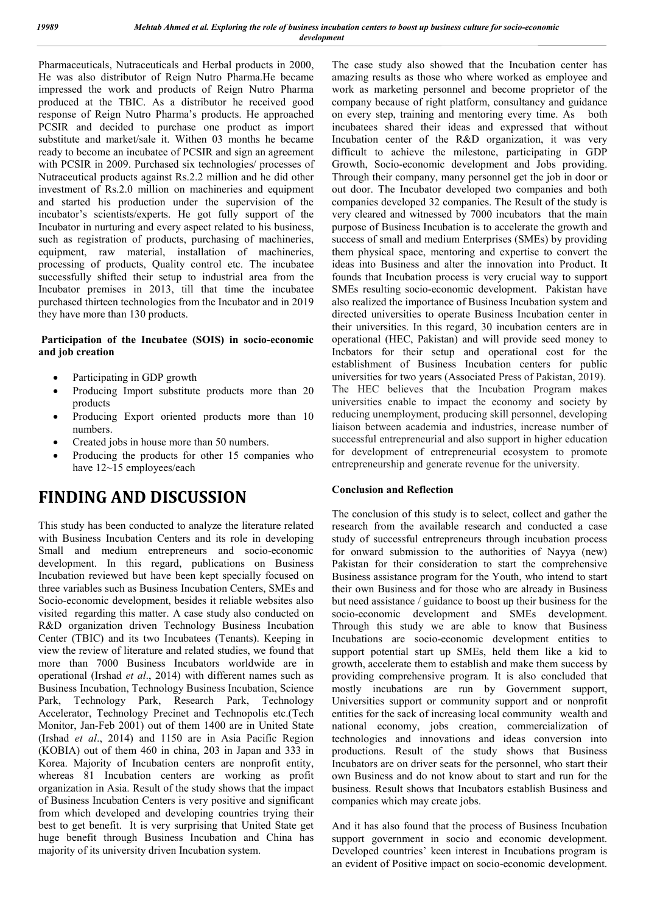Pharmaceuticals, Nutraceuticals and Herbal products in 2000, He was also distributor of Reign Nutro Pharma.He became impressed the work and products of Reign Nutro Pharma produced at the TBIC. As a distributor he received good response of Reign Nutro Pharma's products. He approached PCSIR and decided to purchase one product as import substitute and market/sale it. Withen 03 months he became ready to become an incubatee of PCSIR and sign an agreement with PCSIR in 2009. Purchased six technologies/ processes of Nutraceutical products against Rs.2.2 million and he did other investment of Rs.2.0 million on machineries and equipment and started his production under the supervision of the incubator's scientists/experts. He got fully support of the Incubator in nurturing and every aspect related to his business, such as registration of products, purchasing of machineries, equipment, raw material, installation of machineries, processing of products, Quality control etc. The incubatee successfully shifted their setup to industrial area from the Incubator premises in 2013, till that time the incubatee purchased thirteen technologies from the Incubator and in 2019 they have more than 130 products.

**Participation of the Incubatee (SOIS) in socio-economic and job creation**

- Participating in GDP growth
- Producing Import substitute products more than 20 products
- Producing Export oriented products more than 10 numbers.
- Created jobs in house more than 50 numbers.
- Producing the products for other 15 companies who have 12~15 employees/each

# FINDING AND DISCUSSION

This study has been conducted to analyze the literature related with Business Incubation Centers and its role in developing Small and medium entrepreneurs and socio-economic development. In this regard, publications on Business Incubation reviewed but have been kept specially focused on three variables such as Business Incubation Centers, SMEs and Socio-economic development, besides it reliable websites also visited regarding this matter. A case study also conducted on R&D organization driven Technology Business Incubation Center (TBIC) and its two Incubatees (Tenants). Keeping in view the review of literature and related studies, we found that more than 7000 Business Incubators worldwide are in operational (Irshad *et al*., 2014) with different names such as Business Incubation, Technology Business Incubation, Science Park, Technology Park, Research Park, Technology Accelerator, Technology Precinet and Technopolis etc.(Tech Monitor, Jan-Feb 2001) out of them 1400 are in United State (Irshad *et al*., 2014) and 1150 are in Asia Pacific Region (KOBIA) out of them 460 in china, 203 in Japan and 333 in Korea. Majority of Incubation centers are nonprofit entity, whereas 81 Incubation centers are working as profit organization in Asia. Result of the study shows that the impact of Business Incubation Centers is very positive and significant from which developed and developing countries trying their best to get benefit. It is very surprising that United State get huge benefit through Business Incubation and China has majority of its university driven Incubation system.

The case study also showed that the Incubation center has amazing results as those who where worked as employee and work as marketing personnel and become proprietor of the company because of right platform, consultancy and guidance on every step, training and mentoring every time. As both incubatees shared their ideas and expressed that without Incubation center of the R&D organization, it was very difficult to achieve the milestone, participating in GDP Growth, Socio-economic development and Jobs providing. Through their company, many personnel get the job in door or out door. The Incubator developed two companies and both companies developed 32 companies. The Result of the study is very cleared and witnessed by 7000 incubators that the main purpose of Business Incubation is to accelerate the growth and success of small and medium Enterprises (SMEs) by providing them physical space, mentoring and expertise to convert the ideas into Business and alter the innovation into Product. It founds that Incubation process is very crucial way to support SMEs resulting socio-economic development. Pakistan have also realized the importance of Business Incubation system and directed universities to operate Business Incubation center in their universities. In this regard, 30 incubation centers are in operational (HEC, Pakistan) and will provide seed money to Incbators for their setup and operational cost for the establishment of Business Incubation centers for public universities for two years (Associated Press of Pakistan, 2019). The HEC believes that the Incubation Program makes universities enable to impact the economy and society by reducing unemployment, producing skill personnel, developing liaison between academia and industries, increase number of successful entrepreneurial and also support in higher education for development of entrepreneurial ecosystem to promote entrepreneurship and generate revenue for the university.

**Conclusion and Reflection**

The conclusion of this study is to select, collect and gather the research from the available research and conducted a case study of successful entrepreneurs through incubation process for onward submission to the authorities of Nayya (new) Pakistan for their consideration to start the comprehensive Business assistance program for the Youth, who intend to start their own Business and for those who are already in Business but need assistance / guidance to boost up their business for the socio-economic development and SMEs development. Through this study we are able to know that Business Incubations are socio-economic development entities to support potential start up SMEs, held them like a kid to growth, accelerate them to establish and make them success by providing comprehensive program. It is also concluded that mostly incubations are run by Government support, Universities support or community support and or nonprofit entities for the sack of increasing local community wealth and national economy, jobs creation, commercialization of technologies and innovations and ideas conversion into productions. Result of the study shows that Business Incubators are on driver seats for the personnel, who start their own Business and do not know about to start and run for the business. Result shows that Incubators establish Business and companies which may create jobs.

And it has also found that the process of Business Incubation support government in socio and economic development. Developed countries' keen interest in Incubations program is an evident of Positive impact on socio-economic development.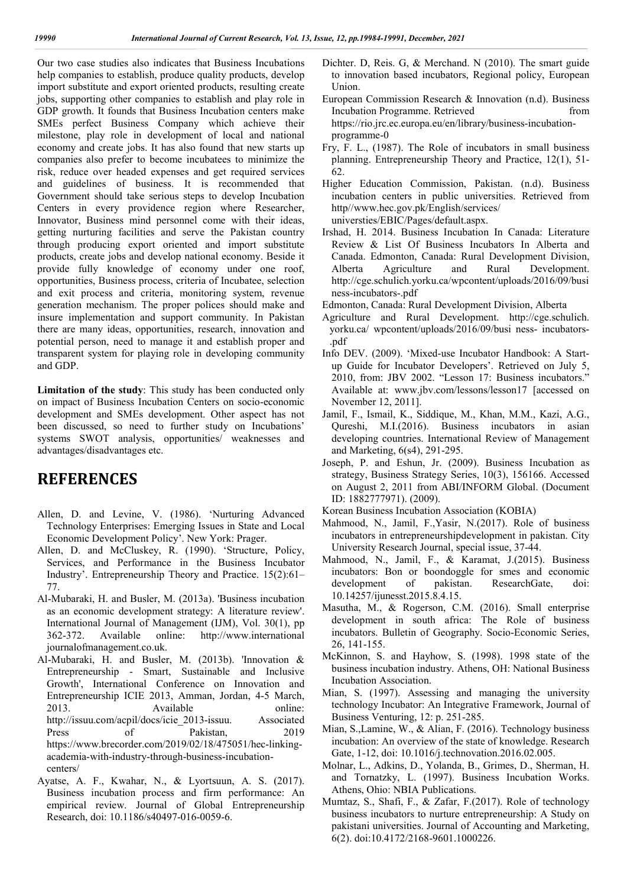Our two case studies also indicates that Business Incubations help companies to establish, produce quality products, develop import substitute and export oriented products, resulting create jobs, supporting other companies to establish and play role in GDP growth. It founds that Business Incubation centers make SMEs perfect Business Company which achieve their milestone, play role in development of local and national economy and create jobs. It has also found that new starts up companies also prefer to become incubatees to minimize the risk, reduce over headed expenses and get required services and guidelines of business. It is recommended that Government should take serious steps to develop Incubation Centers in every providence region where Researcher, Innovator, Business mind personnel come with their ideas, getting nurturing facilities and serve the Pakistan country through producing export oriented and import substitute products, create jobs and develop national economy. Beside it provide fully knowledge of economy under one roof, opportunities, Business process, criteria of Incubatee, selection and exit process and criteria, monitoring system, revenue generation mechanism. The proper polices should make and insure implementation and support community. In Pakistan there are many ideas, opportunities, research, innovation and potential person, need to manage it and establish proper and transparent system for playing role in developing community and GDP.

**Limitation of the study**: This study has been conducted only on impact of Business Incubation Centers on socio-economic development and SMEs development. Other aspect has not been discussed, so need to further study on Incubations' systems SWOT analysis, opportunities/ weaknesses and advantages/disadvantages etc.

# REFERENCES

Allen, D. and Levine, V. (1986). 'Nurturing Advanced Technology Enterprises: Emerging Issues in State and Local Economic Development Policy'. New York: Prager.

Allen, D. and McCluskey, R. (1990). 'Structure, Policy, Services, and Performance in the Business Incubator Industry'. Entrepreneurship Theory and Practice. 15(2):61–77.

Al-Mubaraki, H. and Busler, M. (2013a). 'Business incubation as an economic development strategy: A literature review'. International Journal of Management (IJM), Vol. 30(1), pp 362-372. Available online: http://www.international journalofmanagement.co.uk.

Al-Mubaraki, H. and Busler, M. (2013b). 'Innovation & Entrepreneurship - Smart, Sustainable and Inclusive Growth', International Conference on Innovation and Entrepreneurship ICIE 2013, Amman, Jordan, 4-5 March, 2013. Available online: http://issuu.com/acpil/docs/icie_2013-issuu. Associated Press of Pakistan, 2019 https://www.brecorder.com/2019/02/18/475051/hec-linking-academia-with-industry-through-business-incubation-centers/

Ayatse, A. F., Kwahar, N., & Lyortsuun, A. S. (2017). Business incubation process and firm performance: An empirical review. Journal of Global Entrepreneurship Research, doi: 10.1186/s40497-016-0059-6.

Dichter. D, Reis. G, & Merchand. N (2010). The smart guide to innovation based incubators, Regional policy, European Union.

European Commission Research & Innovation (n.d). Business Incubation Programme. Retrieved from https://rio.jrc.ec.europa.eu/en/library/business-incubation-programme-0

Fry, F. L., (1987). The Role of incubators in small business planning. Entrepreneurship Theory and Practice, 12(1), 51-62.

Higher Education Commission, Pakistan. (n.d). Business incubation centers in public universities. Retrieved from http//www.hec.gov.pk/English/services/ universties/EBIC/Pages/default.aspx.

Irshad, H. 2014. Business Incubation In Canada: Literature Review & List Of Business Incubators In Alberta and Canada. Edmonton, Canada: Rural Development Division, Alberta Agriculture and Rural Development. http://cge.schulich.yorku.ca/wpcontent/uploads/2016/09/business-incubators-.pdf

Edmonton, Canada: Rural Development Division, Alberta

Agriculture and Rural Development. http://cge.schulich. yorku.ca/ wpcontent/uploads/2016/09/busi ness- incubators-.pdf

Info DEV. (2009). 'Mixed-use Incubator Handbook: A Start-up Guide for Incubator Developers'. Retrieved on July 5, 2010, from: JBV 2002. "Lesson 17: Business incubators." Available at: www.jbv.com/lessons/lesson17 [accessed on November 12, 2011].

Jamil, F., Ismail, K., Siddique, M., Khan, M.M., Kazi, A.G., Qureshi, M.I.(2016). Business incubators in asian developing countries. International Review of Management and Marketing, 6(s4), 291-295.

Joseph, P. and Eshun, Jr. (2009). Business Incubation as strategy, Business Strategy Series, 10(3), 156166. Accessed on August 2, 2011 from ABI/INFORM Global. (Document ID: 1882777971). (2009).

Korean Business Incubation Association (KOBIA)

Mahmood, N., Jamil, F.,Yasir, N.(2017). Role of business incubators in entrepreneurshipdevelopment in pakistan. City University Research Journal, special issue, 37-44.

Mahmood, N., Jamil, F., & Karamat, J.(2015). Business incubators: Bon or boondoggle for smes and economic development of pakistan. ResearchGate, doi: 10.14257/ijunesst.2015.8.4.15.

Masutha, M., & Rogerson, C.M. (2016). Small enterprise development in south africa: The Role of business incubators. Bulletin of Geography. Socio-Economic Series, 26, 141-155.

McKinnon, S. and Hayhow, S. (1998). 1998 state of the business incubation industry. Athens, OH: National Business Incubation Association.

Mian, S. (1997). Assessing and managing the university technology Incubator: An Integrative Framework, Journal of Business Venturing, 12: p. 251-285.

Mian, S.,Lamine, W., & Alian, F. (2016). Technology business incubation: An overview of the state of knowledge. Research Gate, 1-12, doi: 10.1016/j.technovation.2016.02.005.

Molnar, L., Adkins, D., Yolanda, B., Grimes, D., Sherman, H. and Tornatzky, L. (1997). Business Incubation Works. Athens, Ohio: NBIA Publications.

Mumtaz, S., Shafi, F., & Zafar, F.(2017). Role of technology business incubators to nurture entrepreneurship: A Study on pakistani universities. Journal of Accounting and Marketing, 6(2). doi:10.4172/2168-9601.1000226.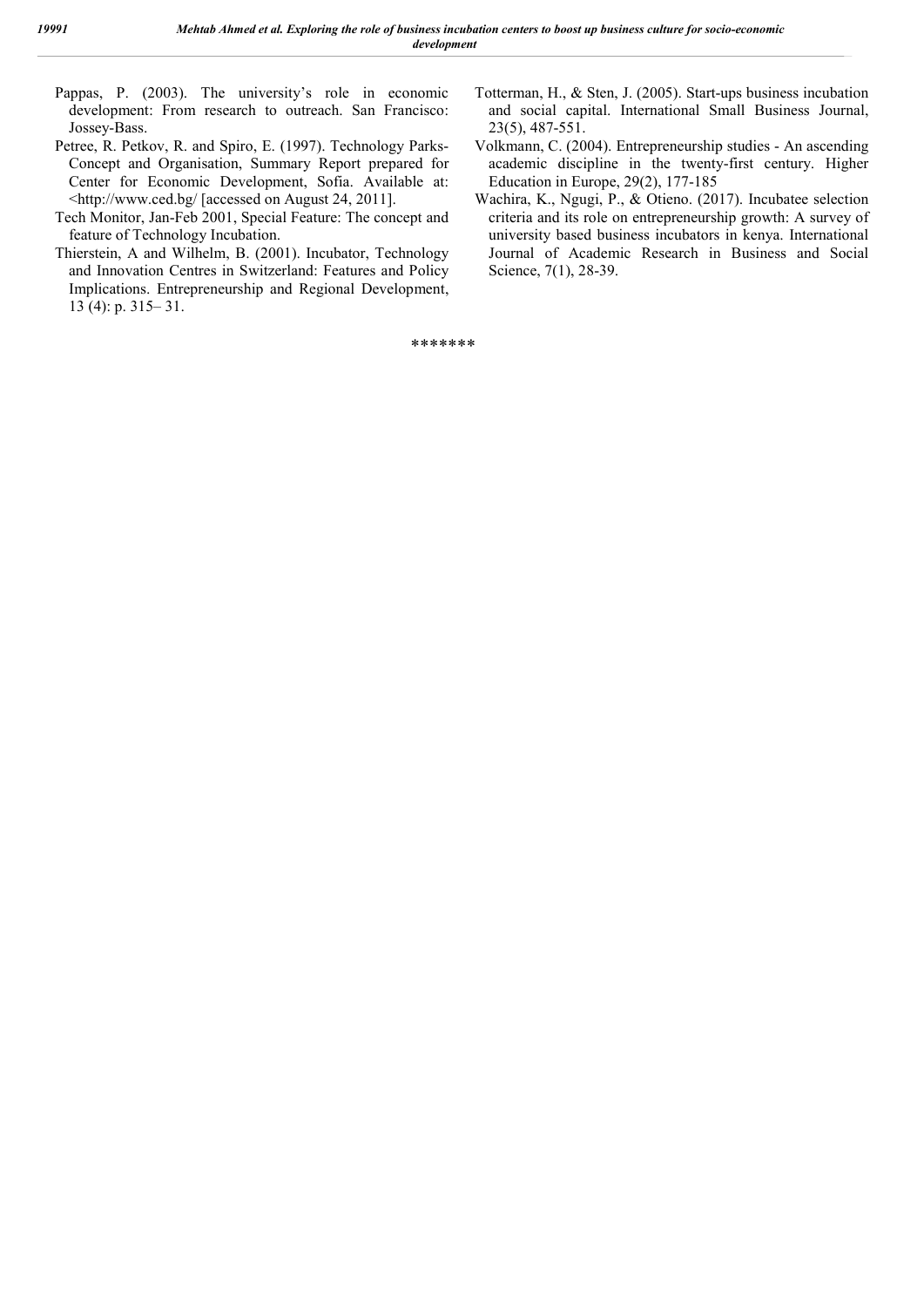Pappas, P. (2003). The university's role in economic development: From research to outreach. San Francisco: Jossey-Bass.

Petree, R. Petkov, R. and Spiro, E. (1997). Technology Parks-Concept and Organisation, Summary Report prepared for Center for Economic Development, Sofia. Available at: <http://www.ced.bg/ [accessed on August 24, 2011].

Tech Monitor, Jan-Feb 2001, Special Feature: The concept and feature of Technology Incubation.

Thierstein, A and Wilhelm, B. (2001). Incubator, Technology and Innovation Centres in Switzerland: Features and Policy Implications. Entrepreneurship and Regional Development, 13 (4): p. 315– 31.

Totterman, H., & Sten, J. (2005). Start-ups business incubation and social capital. International Small Business Journal, 23(5), 487-551.

Volkmann, C. (2004). Entrepreneurship studies - An ascending academic discipline in the twenty-first century. Higher Education in Europe, 29(2), 177-185

Wachira, K., Ngugi, P., & Otieno. (2017). Incubatee selection criteria and its role on entrepreneurship growth: A survey of university based business incubators in kenya. International Journal of Academic Research in Business and Social Science, 7(1), 28-39.

*******